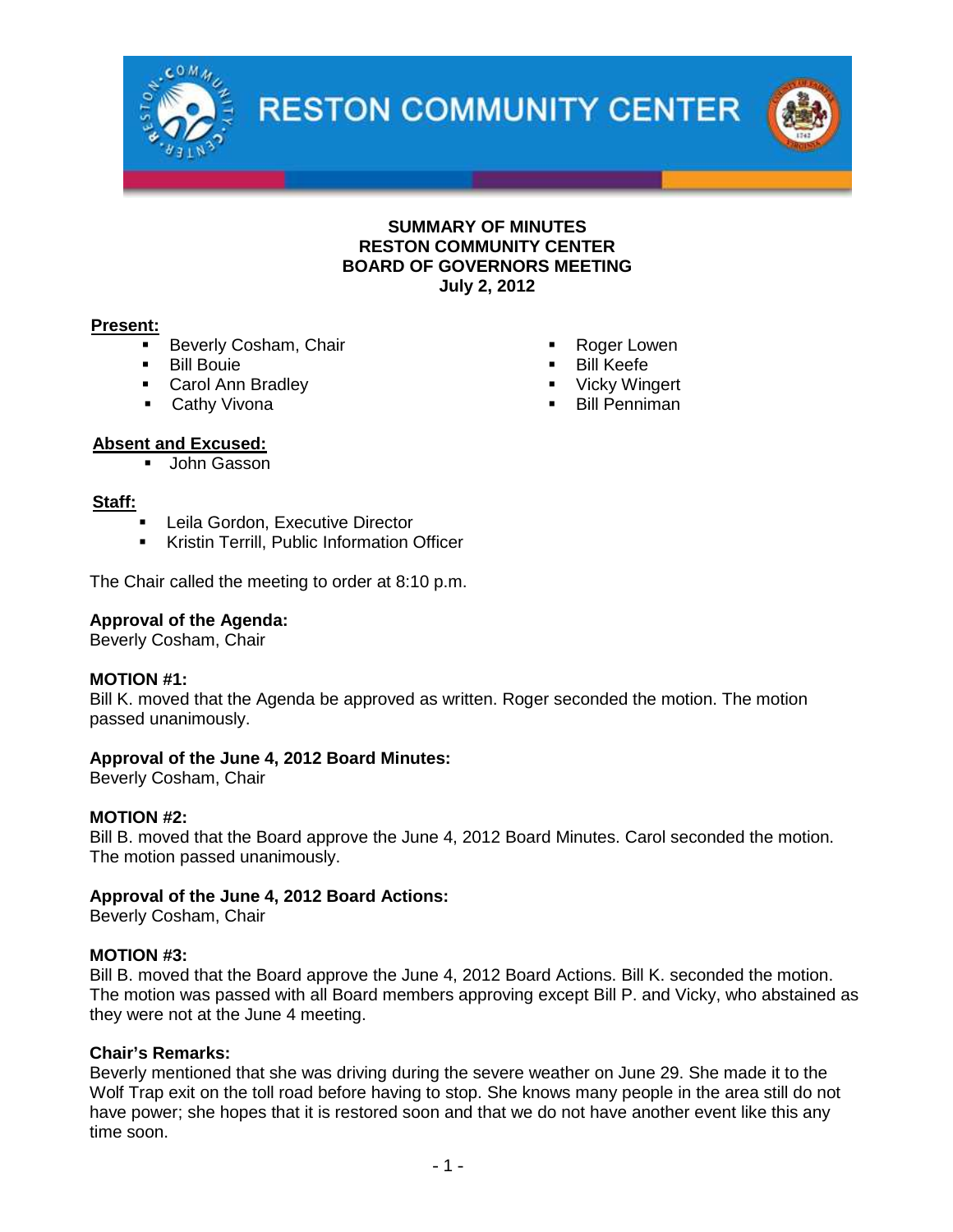# RESTON COMMUNITY CENTER

## SUMMARY OF MINUTES
## RESTON COMMUNITY CENTER
## BOARD OF GOVERNORS MEETING
## July 2, 2012

**Present:**

- Beverly Cosham, Chair
- Bill Bouie
- Carol Ann Bradley
- Cathy Vivona
- Roger Lowen
- Bill Keefe
- Vicky Wingert
- Bill Penniman

**Absent and Excused:**

- John Gasson

**Staff:**

- Leila Gordon, Executive Director
- Kristin Terrill, Public Information Officer

The Chair called the meeting to order at 8:10 p.m.

**Approval of the Agenda:**
Beverly Cosham, Chair

**MOTION #1:**
Bill K. moved that the Agenda be approved as written. Roger seconded the motion. The motion passed unanimously.

**Approval of the June 4, 2012 Board Minutes:**
Beverly Cosham, Chair

**MOTION #2:**
Bill B. moved that the Board approve the June 4, 2012 Board Minutes. Carol seconded the motion. The motion passed unanimously.

**Approval of the June 4, 2012 Board Actions:**
Beverly Cosham, Chair

**MOTION #3:**
Bill B. moved that the Board approve the June 4, 2012 Board Actions. Bill K. seconded the motion. The motion was passed with all Board members approving except Bill P. and Vicky, who abstained as they were not at the June 4 meeting.

**Chair's Remarks:**
Beverly mentioned that she was driving during the severe weather on June 29. She made it to the Wolf Trap exit on the toll road before having to stop. She knows many people in the area still do not have power; she hopes that it is restored soon and that we do not have another event like this any time soon.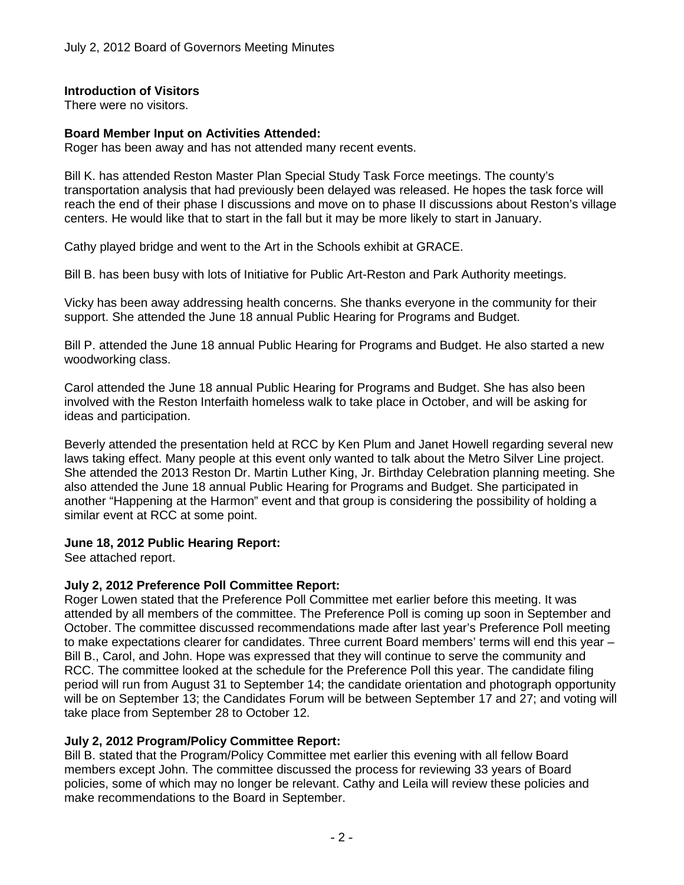**Introduction of Visitors**
There were no visitors.

**Board Member Input on Activities Attended:**
Roger has been away and has not attended many recent events.

Bill K. has attended Reston Master Plan Special Study Task Force meetings. The county's transportation analysis that had previously been delayed was released. He hopes the task force will reach the end of their phase I discussions and move on to phase II discussions about Reston's village centers. He would like that to start in the fall but it may be more likely to start in January.

Cathy played bridge and went to the Art in the Schools exhibit at GRACE.

Bill B. has been busy with lots of Initiative for Public Art-Reston and Park Authority meetings.

Vicky has been away addressing health concerns. She thanks everyone in the community for their support. She attended the June 18 annual Public Hearing for Programs and Budget.

Bill P. attended the June 18 annual Public Hearing for Programs and Budget. He also started a new woodworking class.

Carol attended the June 18 annual Public Hearing for Programs and Budget. She has also been involved with the Reston Interfaith homeless walk to take place in October, and will be asking for ideas and participation.

Beverly attended the presentation held at RCC by Ken Plum and Janet Howell regarding several new laws taking effect. Many people at this event only wanted to talk about the Metro Silver Line project. She attended the 2013 Reston Dr. Martin Luther King, Jr. Birthday Celebration planning meeting. She also attended the June 18 annual Public Hearing for Programs and Budget. She participated in another "Happening at the Harmon" event and that group is considering the possibility of holding a similar event at RCC at some point.

**June 18, 2012 Public Hearing Report:**
See attached report.

**July 2, 2012 Preference Poll Committee Report:**
Roger Lowen stated that the Preference Poll Committee met earlier before this meeting. It was attended by all members of the committee. The Preference Poll is coming up soon in September and October. The committee discussed recommendations made after last year's Preference Poll meeting to make expectations clearer for candidates. Three current Board members' terms will end this year – Bill B., Carol, and John. Hope was expressed that they will continue to serve the community and RCC. The committee looked at the schedule for the Preference Poll this year. The candidate filing period will run from August 31 to September 14; the candidate orientation and photograph opportunity will be on September 13; the Candidates Forum will be between September 17 and 27; and voting will take place from September 28 to October 12.

**July 2, 2012 Program/Policy Committee Report:**
Bill B. stated that the Program/Policy Committee met earlier this evening with all fellow Board members except John. The committee discussed the process for reviewing 33 years of Board policies, some of which may no longer be relevant. Cathy and Leila will review these policies and make recommendations to the Board in September.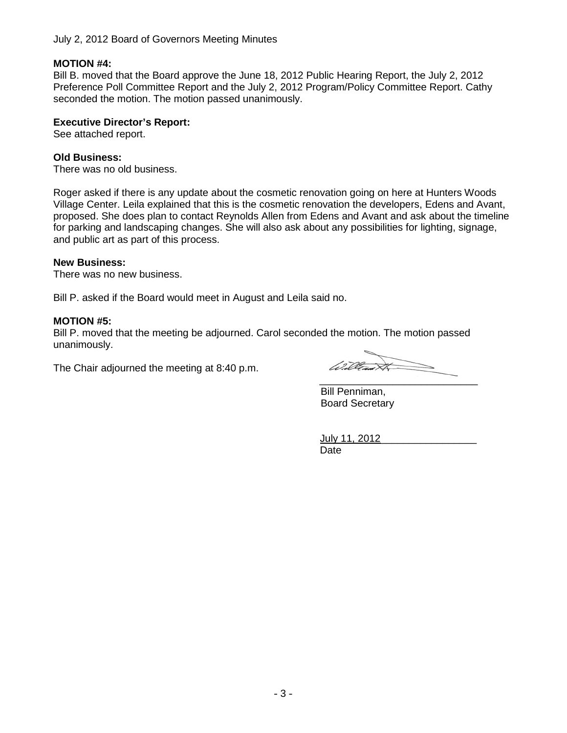**MOTION #4:**
Bill B. moved that the Board approve the June 18, 2012 Public Hearing Report, the July 2, 2012 Preference Poll Committee Report and the July 2, 2012 Program/Policy Committee Report. Cathy seconded the motion. The motion passed unanimously.

**Executive Director's Report:**
See attached report.

**Old Business:**
There was no old business.

Roger asked if there is any update about the cosmetic renovation going on here at Hunters Woods Village Center. Leila explained that this is the cosmetic renovation the developers, Edens and Avant, proposed. She does plan to contact Reynolds Allen from Edens and Avant and ask about the timeline for parking and landscaping changes. She will also ask about any possibilities for lighting, signage, and public art as part of this process.

**New Business:**
There was no new business.

Bill P. asked if the Board would meet in August and Leila said no.

**MOTION #5:**
Bill P. moved that the meeting be adjourned. Carol seconded the motion. The motion passed unanimously.

The Chair adjourned the meeting at 8:40 p.m.

\_\_\_\_\_\_\_\_\_\_\_\_\_\_\_\_\_\_\_\_\_\_\_\_\_\_\_\_
Bill Penniman,
Board Secretary

July 11, 2012\_\_\_\_\_\_\_\_\_\_\_\_\_\_\_\_
Date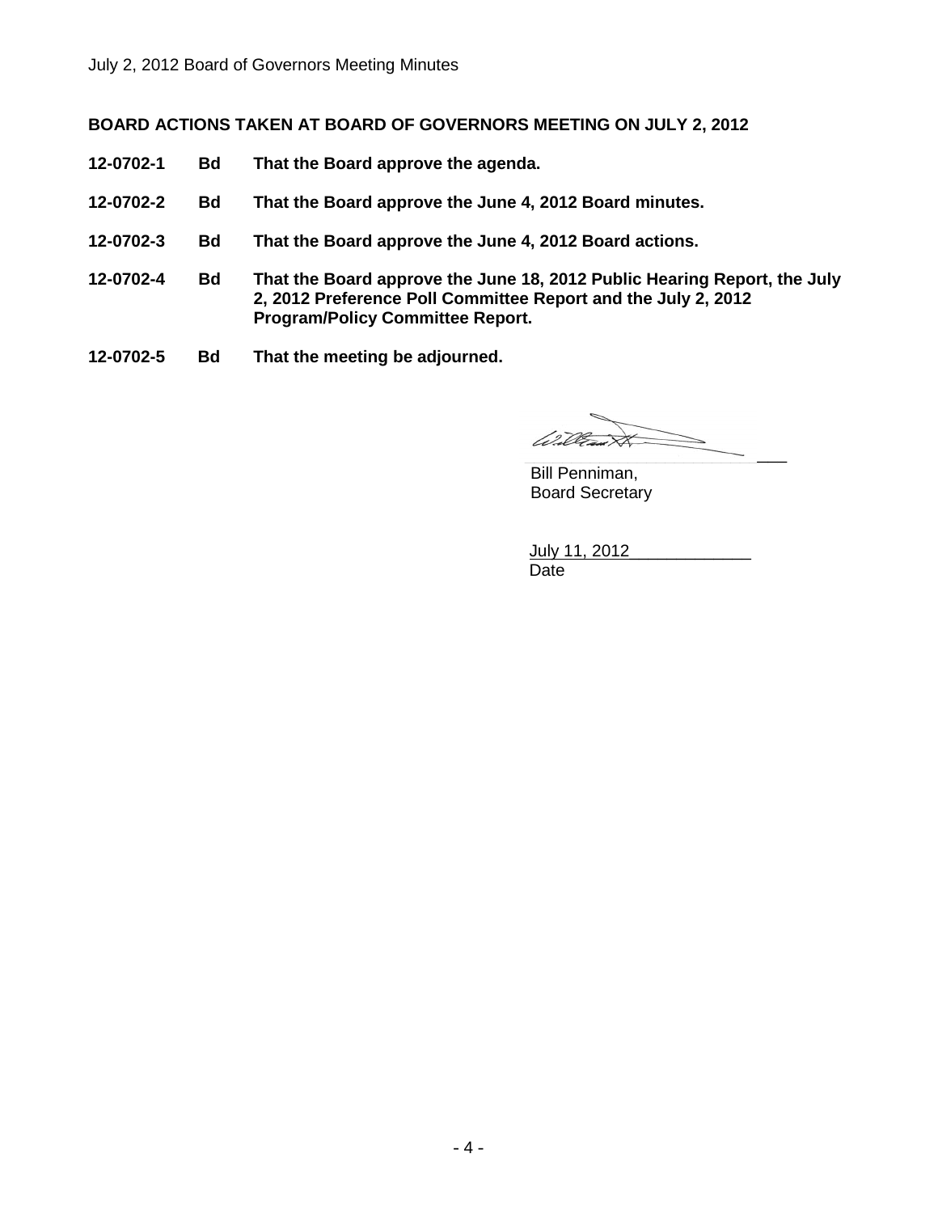**BOARD ACTIONS TAKEN AT BOARD OF GOVERNORS MEETING ON JULY 2, 2012**

| | | |
|---|---|---|
| **12-0702-1** | **Bd** | **That the Board approve the agenda.** |
| **12-0702-2** | **Bd** | **That the Board approve the June 4, 2012 Board minutes.** |
| **12-0702-3** | **Bd** | **That the Board approve the June 4, 2012 Board actions.** |
| **12-0702-4** | **Bd** | **That the Board approve the June 18, 2012 Public Hearing Report, the July 2, 2012 Preference Poll Committee Report and the July 2, 2012 Program/Policy Committee Report.** |
| **12-0702-5** | **Bd** | **That the meeting be adjourned.** |

Bill Penniman,
Board Secretary

July 11, 2012
Date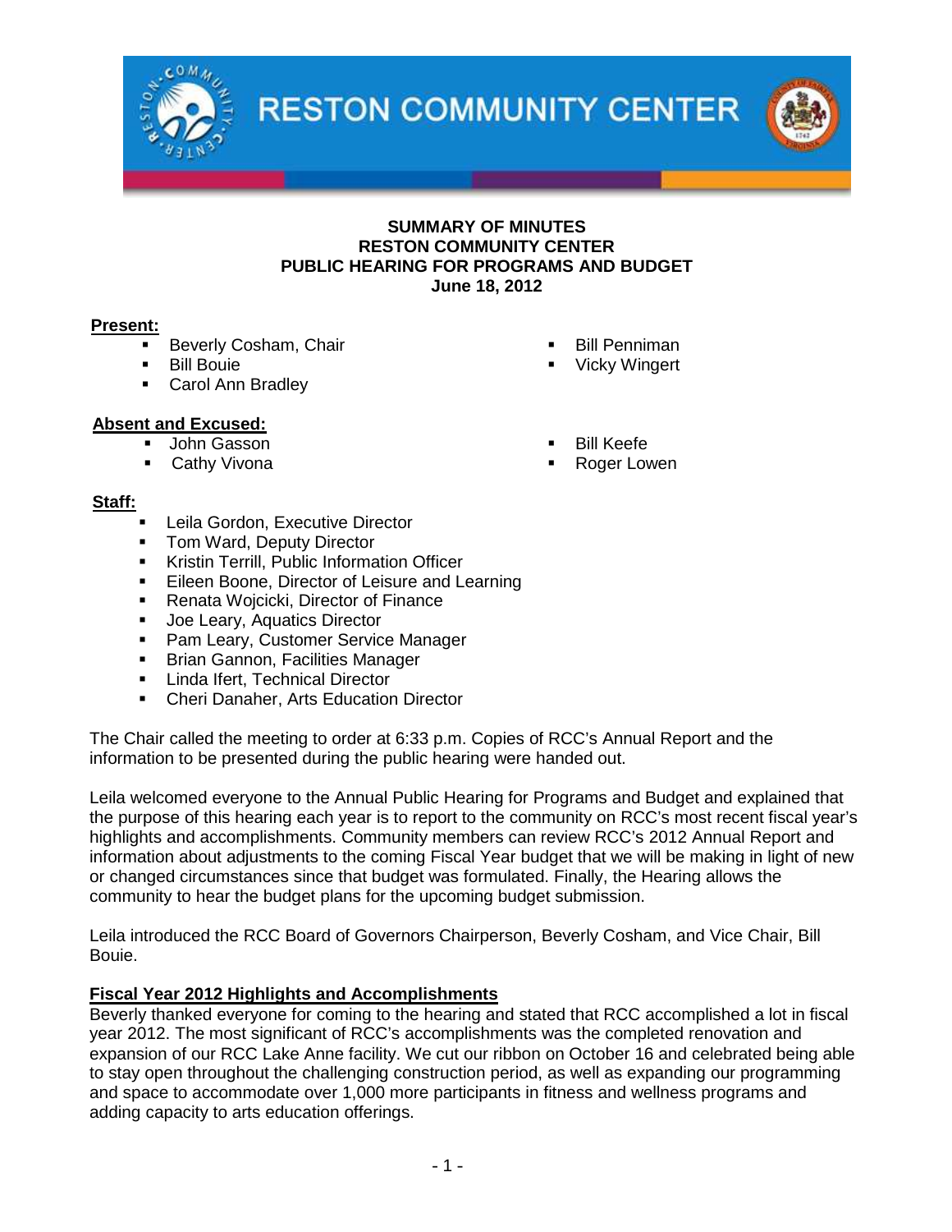**SUMMARY OF MINUTES**
**RESTON COMMUNITY CENTER**
**PUBLIC HEARING FOR PROGRAMS AND BUDGET**
**June 18, 2012**

**Present:**

- Beverly Cosham, Chair
- Bill Bouie
- Carol Ann Bradley
- Bill Penniman
- Vicky Wingert

**Absent and Excused:**

- John Gasson
- Cathy Vivona
- Bill Keefe
- Roger Lowen

**Staff:**

- Leila Gordon, Executive Director
- Tom Ward, Deputy Director
- Kristin Terrill, Public Information Officer
- Eileen Boone, Director of Leisure and Learning
- Renata Wojcicki, Director of Finance
- Joe Leary, Aquatics Director
- Pam Leary, Customer Service Manager
- Brian Gannon, Facilities Manager
- Linda Ifert, Technical Director
- Cheri Danaher, Arts Education Director

The Chair called the meeting to order at 6:33 p.m. Copies of RCC's Annual Report and the information to be presented during the public hearing were handed out.

Leila welcomed everyone to the Annual Public Hearing for Programs and Budget and explained that the purpose of this hearing each year is to report to the community on RCC's most recent fiscal year's highlights and accomplishments. Community members can review RCC's 2012 Annual Report and information about adjustments to the coming Fiscal Year budget that we will be making in light of new or changed circumstances since that budget was formulated. Finally, the Hearing allows the community to hear the budget plans for the upcoming budget submission.

Leila introduced the RCC Board of Governors Chairperson, Beverly Cosham, and Vice Chair, Bill Bouie.

**Fiscal Year 2012 Highlights and Accomplishments**

Beverly thanked everyone for coming to the hearing and stated that RCC accomplished a lot in fiscal year 2012. The most significant of RCC's accomplishments was the completed renovation and expansion of our RCC Lake Anne facility. We cut our ribbon on October 16 and celebrated being able to stay open throughout the challenging construction period, as well as expanding our programming and space to accommodate over 1,000 more participants in fitness and wellness programs and adding capacity to arts education offerings.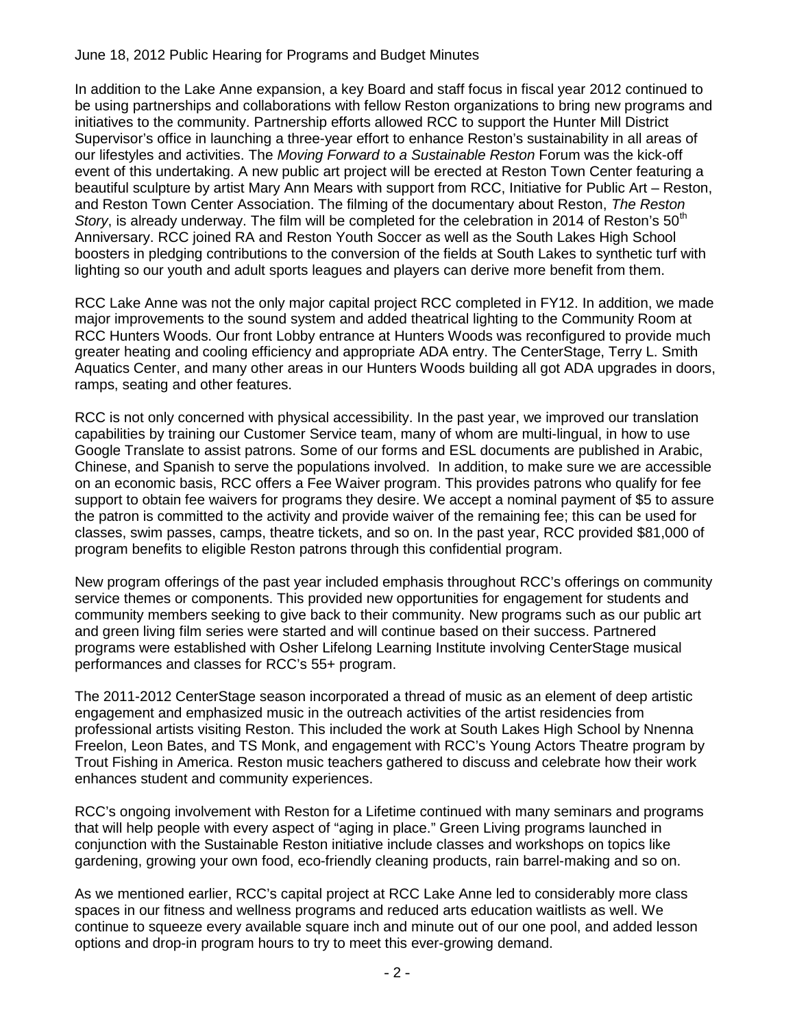June 18, 2012 Public Hearing for Programs and Budget Minutes

In addition to the Lake Anne expansion, a key Board and staff focus in fiscal year 2012 continued to be using partnerships and collaborations with fellow Reston organizations to bring new programs and initiatives to the community. Partnership efforts allowed RCC to support the Hunter Mill District Supervisor's office in launching a three-year effort to enhance Reston's sustainability in all areas of our lifestyles and activities. The *Moving Forward to a Sustainable Reston* Forum was the kick-off event of this undertaking. A new public art project will be erected at Reston Town Center featuring a beautiful sculpture by artist Mary Ann Mears with support from RCC, Initiative for Public Art – Reston, and Reston Town Center Association. The filming of the documentary about Reston, *The Reston Story*, is already underway. The film will be completed for the celebration in 2014 of Reston's 50th Anniversary. RCC joined RA and Reston Youth Soccer as well as the South Lakes High School boosters in pledging contributions to the conversion of the fields at South Lakes to synthetic turf with lighting so our youth and adult sports leagues and players can derive more benefit from them.

RCC Lake Anne was not the only major capital project RCC completed in FY12. In addition, we made major improvements to the sound system and added theatrical lighting to the Community Room at RCC Hunters Woods. Our front Lobby entrance at Hunters Woods was reconfigured to provide much greater heating and cooling efficiency and appropriate ADA entry. The CenterStage, Terry L. Smith Aquatics Center, and many other areas in our Hunters Woods building all got ADA upgrades in doors, ramps, seating and other features.

RCC is not only concerned with physical accessibility. In the past year, we improved our translation capabilities by training our Customer Service team, many of whom are multi-lingual, in how to use Google Translate to assist patrons. Some of our forms and ESL documents are published in Arabic, Chinese, and Spanish to serve the populations involved. In addition, to make sure we are accessible on an economic basis, RCC offers a Fee Waiver program. This provides patrons who qualify for fee support to obtain fee waivers for programs they desire. We accept a nominal payment of $5 to assure the patron is committed to the activity and provide waiver of the remaining fee; this can be used for classes, swim passes, camps, theatre tickets, and so on. In the past year, RCC provided $81,000 of program benefits to eligible Reston patrons through this confidential program.

New program offerings of the past year included emphasis throughout RCC's offerings on community service themes or components. This provided new opportunities for engagement for students and community members seeking to give back to their community. New programs such as our public art and green living film series were started and will continue based on their success. Partnered programs were established with Osher Lifelong Learning Institute involving CenterStage musical performances and classes for RCC's 55+ program.

The 2011-2012 CenterStage season incorporated a thread of music as an element of deep artistic engagement and emphasized music in the outreach activities of the artist residencies from professional artists visiting Reston. This included the work at South Lakes High School by Nnenna Freelon, Leon Bates, and TS Monk, and engagement with RCC's Young Actors Theatre program by Trout Fishing in America. Reston music teachers gathered to discuss and celebrate how their work enhances student and community experiences.

RCC's ongoing involvement with Reston for a Lifetime continued with many seminars and programs that will help people with every aspect of "aging in place." Green Living programs launched in conjunction with the Sustainable Reston initiative include classes and workshops on topics like gardening, growing your own food, eco-friendly cleaning products, rain barrel-making and so on.

As we mentioned earlier, RCC's capital project at RCC Lake Anne led to considerably more class spaces in our fitness and wellness programs and reduced arts education waitlists as well. We continue to squeeze every available square inch and minute out of our one pool, and added lesson options and drop-in program hours to try to meet this ever-growing demand.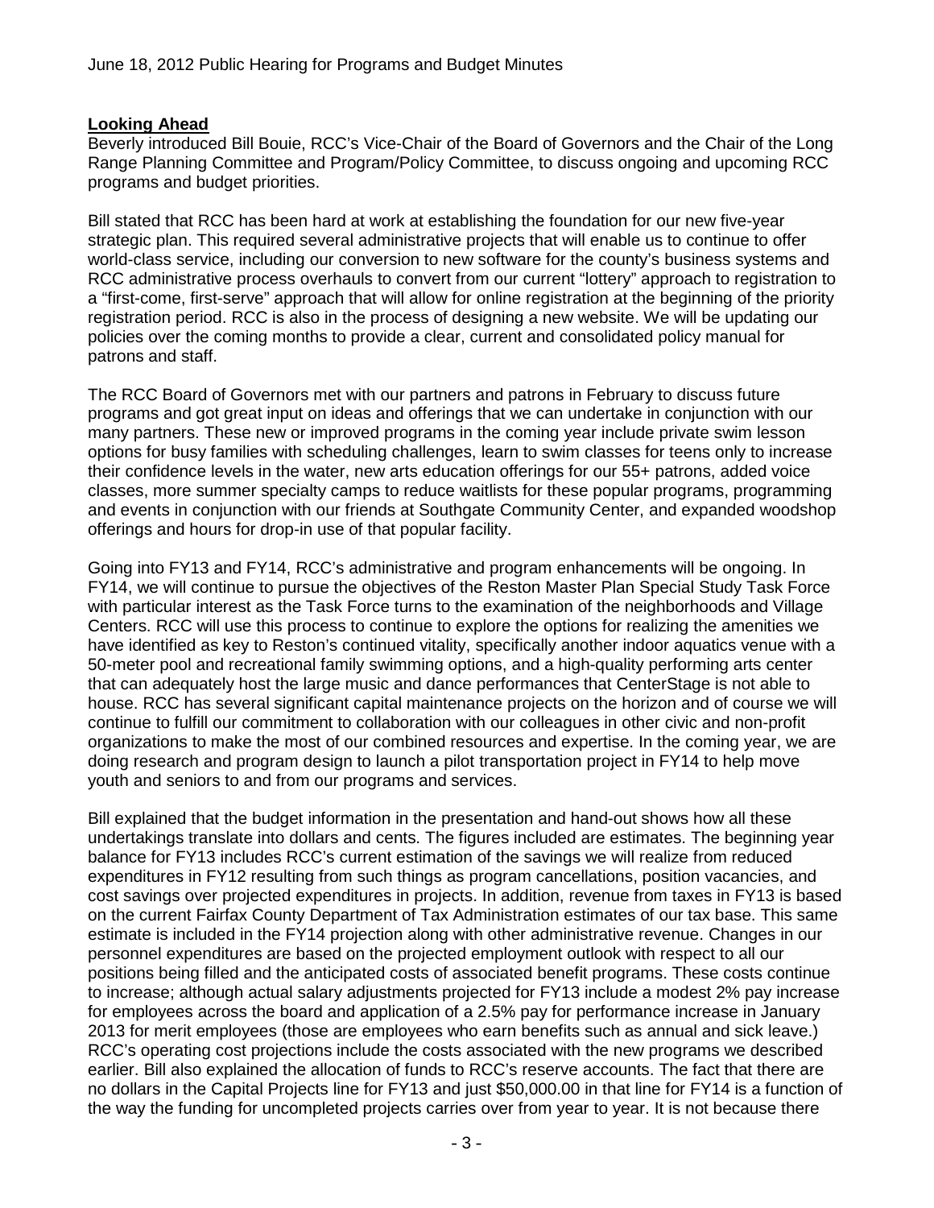## Looking Ahead

Beverly introduced Bill Bouie, RCC's Vice-Chair of the Board of Governors and the Chair of the Long Range Planning Committee and Program/Policy Committee, to discuss ongoing and upcoming RCC programs and budget priorities.

Bill stated that RCC has been hard at work at establishing the foundation for our new five-year strategic plan. This required several administrative projects that will enable us to continue to offer world-class service, including our conversion to new software for the county's business systems and RCC administrative process overhauls to convert from our current "lottery" approach to registration to a "first-come, first-serve" approach that will allow for online registration at the beginning of the priority registration period. RCC is also in the process of designing a new website. We will be updating our policies over the coming months to provide a clear, current and consolidated policy manual for patrons and staff.

The RCC Board of Governors met with our partners and patrons in February to discuss future programs and got great input on ideas and offerings that we can undertake in conjunction with our many partners. These new or improved programs in the coming year include private swim lesson options for busy families with scheduling challenges, learn to swim classes for teens only to increase their confidence levels in the water, new arts education offerings for our 55+ patrons, added voice classes, more summer specialty camps to reduce waitlists for these popular programs, programming and events in conjunction with our friends at Southgate Community Center, and expanded woodshop offerings and hours for drop-in use of that popular facility.

Going into FY13 and FY14, RCC's administrative and program enhancements will be ongoing. In FY14, we will continue to pursue the objectives of the Reston Master Plan Special Study Task Force with particular interest as the Task Force turns to the examination of the neighborhoods and Village Centers. RCC will use this process to continue to explore the options for realizing the amenities we have identified as key to Reston's continued vitality, specifically another indoor aquatics venue with a 50-meter pool and recreational family swimming options, and a high-quality performing arts center that can adequately host the large music and dance performances that CenterStage is not able to house. RCC has several significant capital maintenance projects on the horizon and of course we will continue to fulfill our commitment to collaboration with our colleagues in other civic and non-profit organizations to make the most of our combined resources and expertise. In the coming year, we are doing research and program design to launch a pilot transportation project in FY14 to help move youth and seniors to and from our programs and services.

Bill explained that the budget information in the presentation and hand-out shows how all these undertakings translate into dollars and cents. The figures included are estimates. The beginning year balance for FY13 includes RCC's current estimation of the savings we will realize from reduced expenditures in FY12 resulting from such things as program cancellations, position vacancies, and cost savings over projected expenditures in projects. In addition, revenue from taxes in FY13 is based on the current Fairfax County Department of Tax Administration estimates of our tax base. This same estimate is included in the FY14 projection along with other administrative revenue. Changes in our personnel expenditures are based on the projected employment outlook with respect to all our positions being filled and the anticipated costs of associated benefit programs. These costs continue to increase; although actual salary adjustments projected for FY13 include a modest 2% pay increase for employees across the board and application of a 2.5% pay for performance increase in January 2013 for merit employees (those are employees who earn benefits such as annual and sick leave.) RCC's operating cost projections include the costs associated with the new programs we described earlier. Bill also explained the allocation of funds to RCC's reserve accounts. The fact that there are no dollars in the Capital Projects line for FY13 and just $50,000.00 in that line for FY14 is a function of the way the funding for uncompleted projects carries over from year to year. It is not because there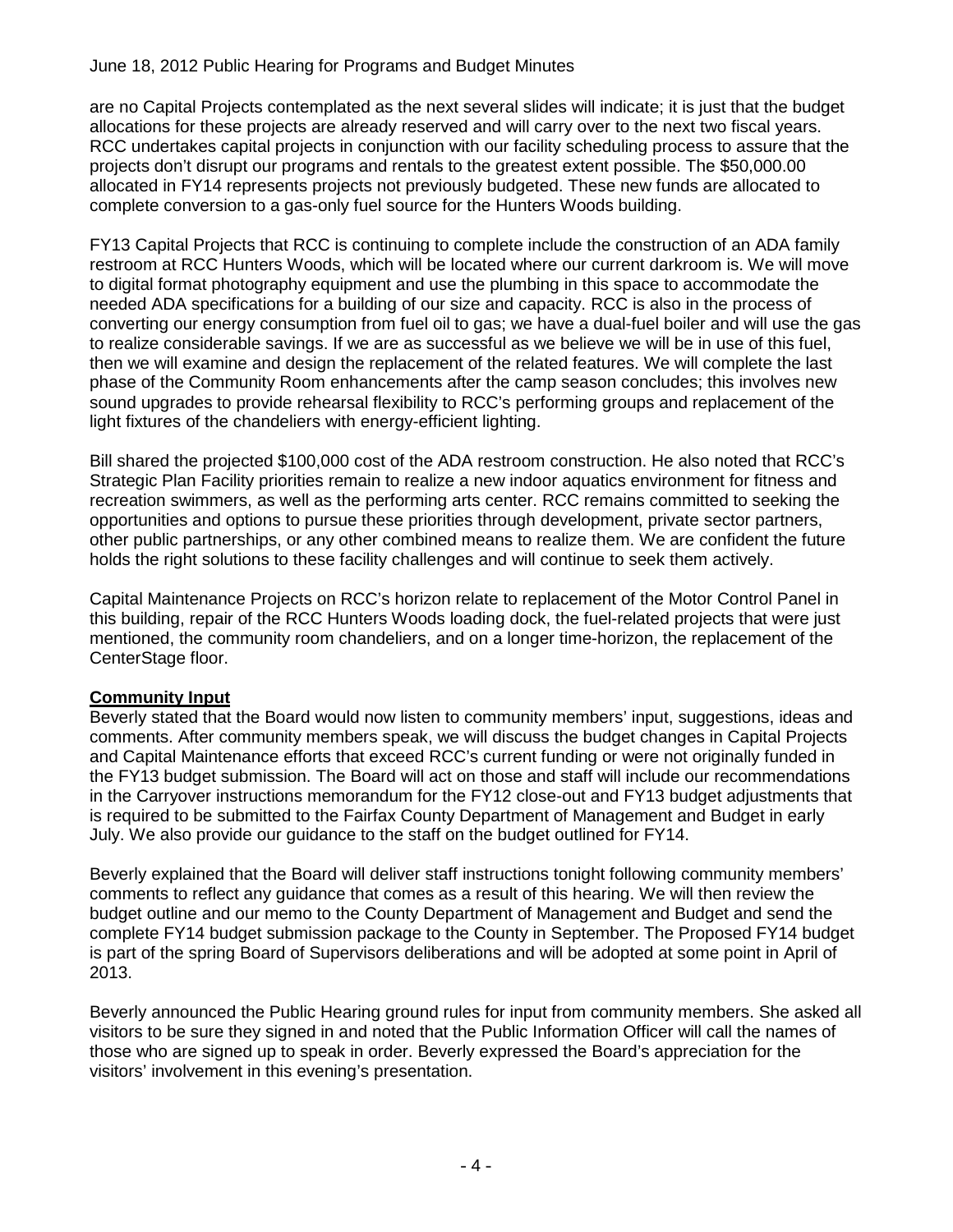are no Capital Projects contemplated as the next several slides will indicate; it is just that the budget allocations for these projects are already reserved and will carry over to the next two fiscal years. RCC undertakes capital projects in conjunction with our facility scheduling process to assure that the projects don't disrupt our programs and rentals to the greatest extent possible. The $50,000.00 allocated in FY14 represents projects not previously budgeted. These new funds are allocated to complete conversion to a gas-only fuel source for the Hunters Woods building.

FY13 Capital Projects that RCC is continuing to complete include the construction of an ADA family restroom at RCC Hunters Woods, which will be located where our current darkroom is. We will move to digital format photography equipment and use the plumbing in this space to accommodate the needed ADA specifications for a building of our size and capacity. RCC is also in the process of converting our energy consumption from fuel oil to gas; we have a dual-fuel boiler and will use the gas to realize considerable savings. If we are as successful as we believe we will be in use of this fuel, then we will examine and design the replacement of the related features. We will complete the last phase of the Community Room enhancements after the camp season concludes; this involves new sound upgrades to provide rehearsal flexibility to RCC's performing groups and replacement of the light fixtures of the chandeliers with energy-efficient lighting.

Bill shared the projected $100,000 cost of the ADA restroom construction. He also noted that RCC's Strategic Plan Facility priorities remain to realize a new indoor aquatics environment for fitness and recreation swimmers, as well as the performing arts center. RCC remains committed to seeking the opportunities and options to pursue these priorities through development, private sector partners, other public partnerships, or any other combined means to realize them. We are confident the future holds the right solutions to these facility challenges and will continue to seek them actively.

Capital Maintenance Projects on RCC's horizon relate to replacement of the Motor Control Panel in this building, repair of the RCC Hunters Woods loading dock, the fuel-related projects that were just mentioned, the community room chandeliers, and on a longer time-horizon, the replacement of the CenterStage floor.

**Community Input**

Beverly stated that the Board would now listen to community members' input, suggestions, ideas and comments. After community members speak, we will discuss the budget changes in Capital Projects and Capital Maintenance efforts that exceed RCC's current funding or were not originally funded in the FY13 budget submission. The Board will act on those and staff will include our recommendations in the Carryover instructions memorandum for the FY12 close-out and FY13 budget adjustments that is required to be submitted to the Fairfax County Department of Management and Budget in early July. We also provide our guidance to the staff on the budget outlined for FY14.

Beverly explained that the Board will deliver staff instructions tonight following community members' comments to reflect any guidance that comes as a result of this hearing. We will then review the budget outline and our memo to the County Department of Management and Budget and send the complete FY14 budget submission package to the County in September. The Proposed FY14 budget is part of the spring Board of Supervisors deliberations and will be adopted at some point in April of 2013.

Beverly announced the Public Hearing ground rules for input from community members. She asked all visitors to be sure they signed in and noted that the Public Information Officer will call the names of those who are signed up to speak in order. Beverly expressed the Board's appreciation for the visitors' involvement in this evening's presentation.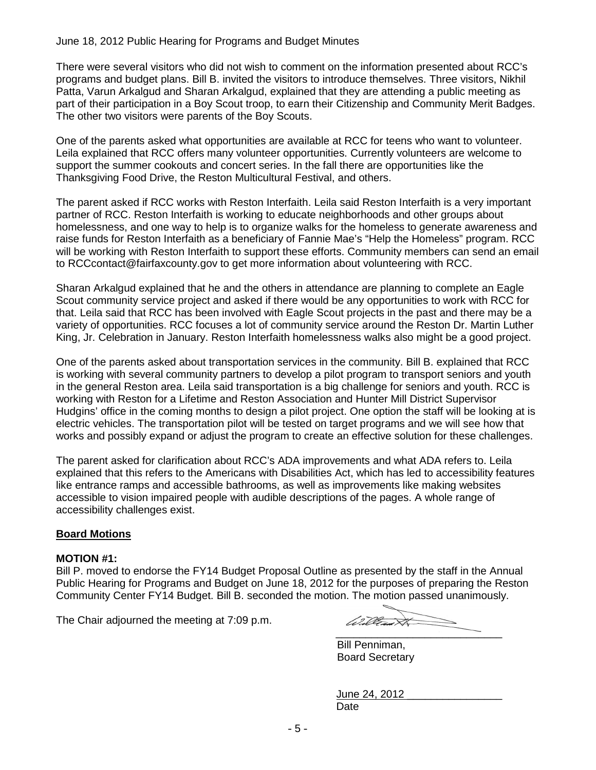There were several visitors who did not wish to comment on the information presented about RCC's programs and budget plans. Bill B. invited the visitors to introduce themselves. Three visitors, Nikhil Patta, Varun Arkalgud and Sharan Arkalgud, explained that they are attending a public meeting as part of their participation in a Boy Scout troop, to earn their Citizenship and Community Merit Badges. The other two visitors were parents of the Boy Scouts.

One of the parents asked what opportunities are available at RCC for teens who want to volunteer. Leila explained that RCC offers many volunteer opportunities. Currently volunteers are welcome to support the summer cookouts and concert series. In the fall there are opportunities like the Thanksgiving Food Drive, the Reston Multicultural Festival, and others.

The parent asked if RCC works with Reston Interfaith. Leila said Reston Interfaith is a very important partner of RCC. Reston Interfaith is working to educate neighborhoods and other groups about homelessness, and one way to help is to organize walks for the homeless to generate awareness and raise funds for Reston Interfaith as a beneficiary of Fannie Mae's "Help the Homeless" program. RCC will be working with Reston Interfaith to support these efforts. Community members can send an email to RCCcontact@fairfaxcounty.gov to get more information about volunteering with RCC.

Sharan Arkalgud explained that he and the others in attendance are planning to complete an Eagle Scout community service project and asked if there would be any opportunities to work with RCC for that. Leila said that RCC has been involved with Eagle Scout projects in the past and there may be a variety of opportunities. RCC focuses a lot of community service around the Reston Dr. Martin Luther King, Jr. Celebration in January. Reston Interfaith homelessness walks also might be a good project.

One of the parents asked about transportation services in the community. Bill B. explained that RCC is working with several community partners to develop a pilot program to transport seniors and youth in the general Reston area. Leila said transportation is a big challenge for seniors and youth. RCC is working with Reston for a Lifetime and Reston Association and Hunter Mill District Supervisor Hudgins' office in the coming months to design a pilot project. One option the staff will be looking at is electric vehicles. The transportation pilot will be tested on target programs and we will see how that works and possibly expand or adjust the program to create an effective solution for these challenges.

The parent asked for clarification about RCC's ADA improvements and what ADA refers to. Leila explained that this refers to the Americans with Disabilities Act, which has led to accessibility features like entrance ramps and accessible bathrooms, as well as improvements like making websites accessible to vision impaired people with audible descriptions of the pages. A whole range of accessibility challenges exist.

## Board Motions

**MOTION #1:**
Bill P. moved to endorse the FY14 Budget Proposal Outline as presented by the staff in the Annual Public Hearing for Programs and Budget on June 18, 2012 for the purposes of preparing the Reston Community Center FY14 Budget. Bill B. seconded the motion. The motion passed unanimously.

The Chair adjourned the meeting at 7:09 p.m.

Bill Penniman,
Board Secretary

June 24, 2012
Date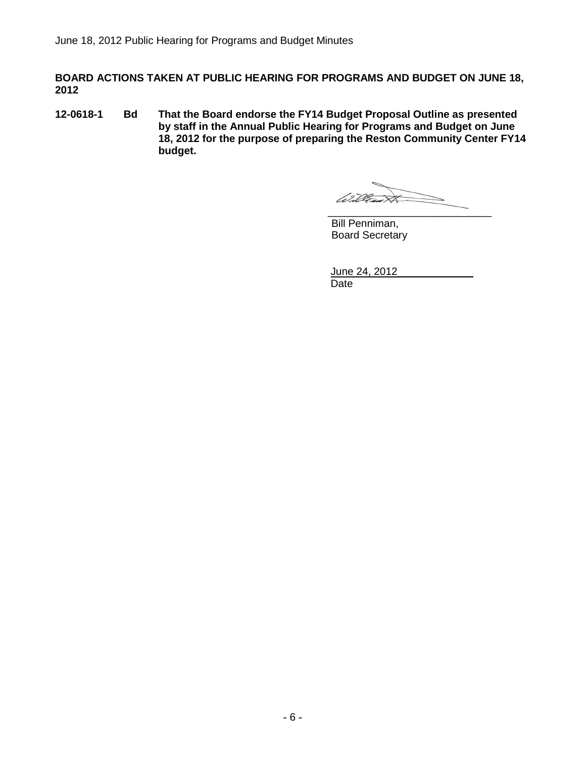**BOARD ACTIONS TAKEN AT PUBLIC HEARING FOR PROGRAMS AND BUDGET ON JUNE 18, 2012**

**12-0618-1 Bd That the Board endorse the FY14 Budget Proposal Outline as presented by staff in the Annual Public Hearing for Programs and Budget on June 18, 2012 for the purpose of preparing the Reston Community Center FY14 budget.**

\_\_\_\_\_\_\_\_\_\_\_\_\_\_\_\_\_\_\_\_\_\_\_\_\_\_\_\_
Bill Penniman,
Board Secretary

June 24, 2012\_\_\_\_\_\_\_\_\_\_\_\_
Date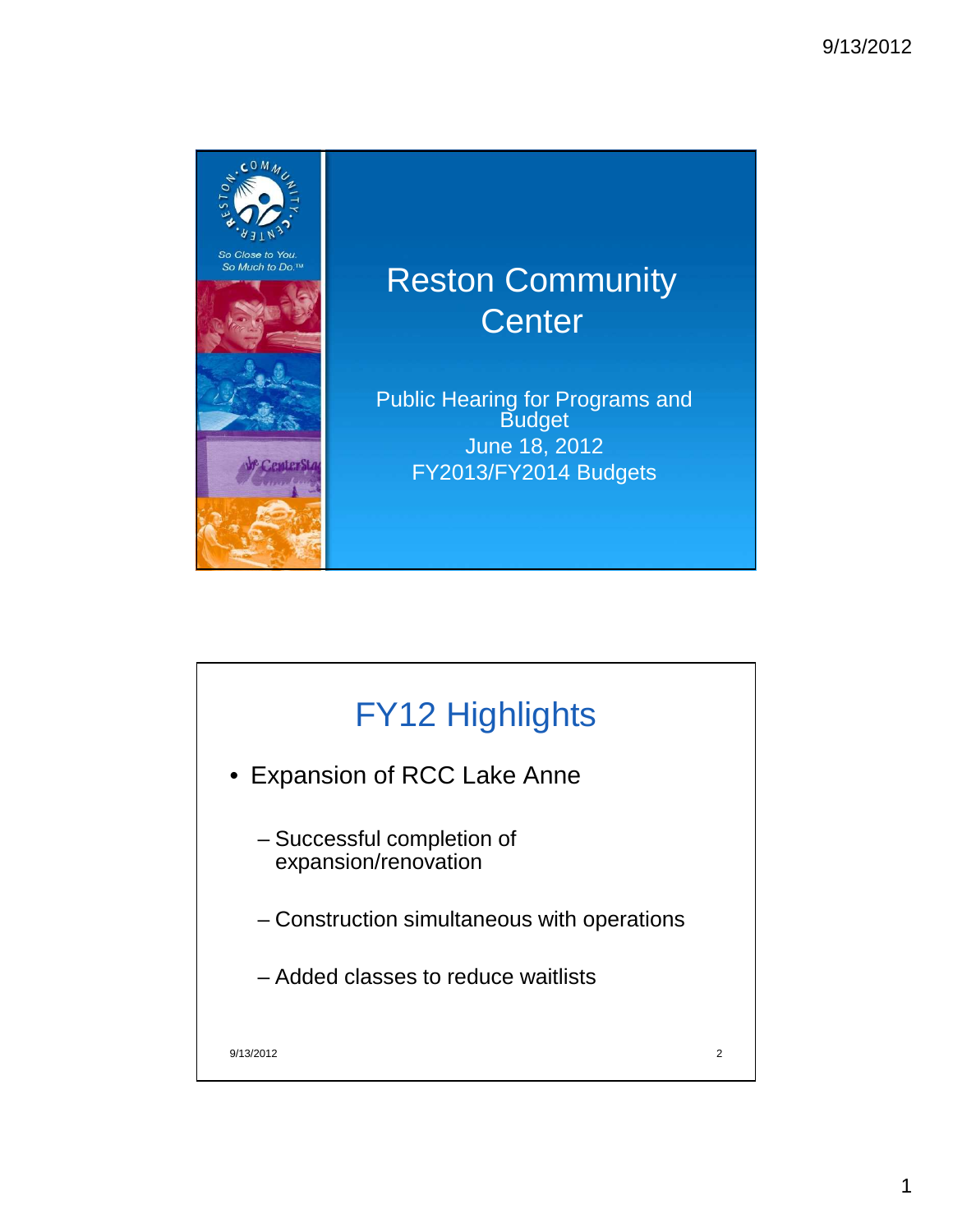# Reston Community Center

Public Hearing for Programs and Budget
June 18, 2012
FY2013/FY2014 Budgets

## FY12 Highlights

- Expansion of RCC Lake Anne
  - Successful completion of expansion/renovation
  - Construction simultaneous with operations
  - Added classes to reduce waitlists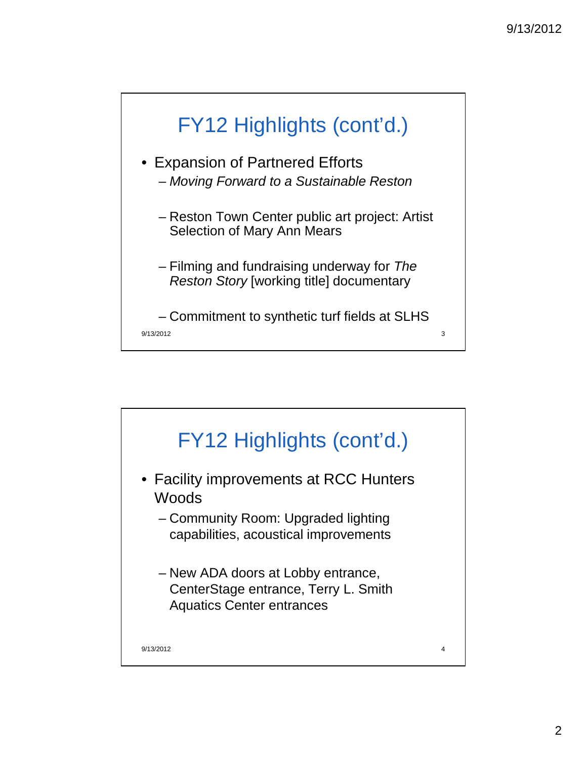## FY12 Highlights (cont'd.)

- Expansion of Partnered Efforts
  - *Moving Forward to a Sustainable Reston*
  - Reston Town Center public art project: Artist Selection of Mary Ann Mears
  - Filming and fundraising underway for *The Reston Story* [working title] documentary
  - Commitment to synthetic turf fields at SLHS

## FY12 Highlights (cont'd.)

- Facility improvements at RCC Hunters Woods
  - Community Room: Upgraded lighting capabilities, acoustical improvements
  - New ADA doors at Lobby entrance, CenterStage entrance, Terry L. Smith Aquatics Center entrances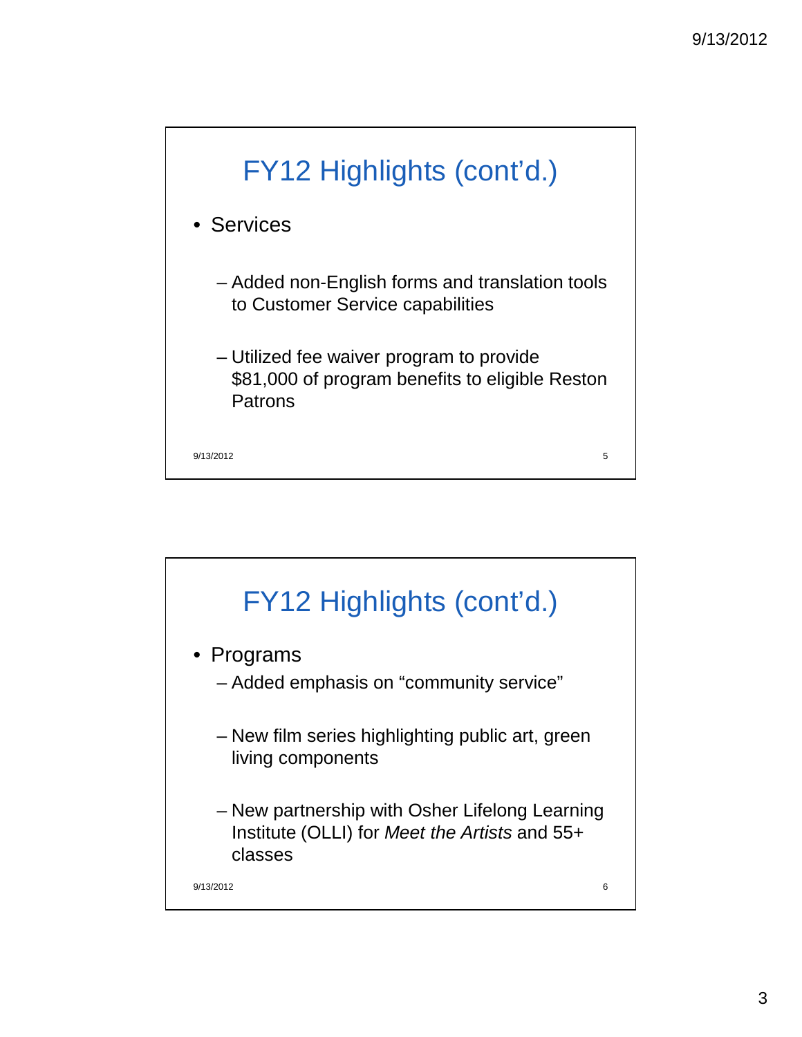## FY12 Highlights (cont'd.)

- Services
  - Added non-English forms and translation tools to Customer Service capabilities
  - Utilized fee waiver program to provide $81,000 of program benefits to eligible Reston Patrons

## FY12 Highlights (cont'd.)

- Programs
  - Added emphasis on "community service"
  - New film series highlighting public art, green living components
  - New partnership with Osher Lifelong Learning Institute (OLLI) for *Meet the Artists* and 55+ classes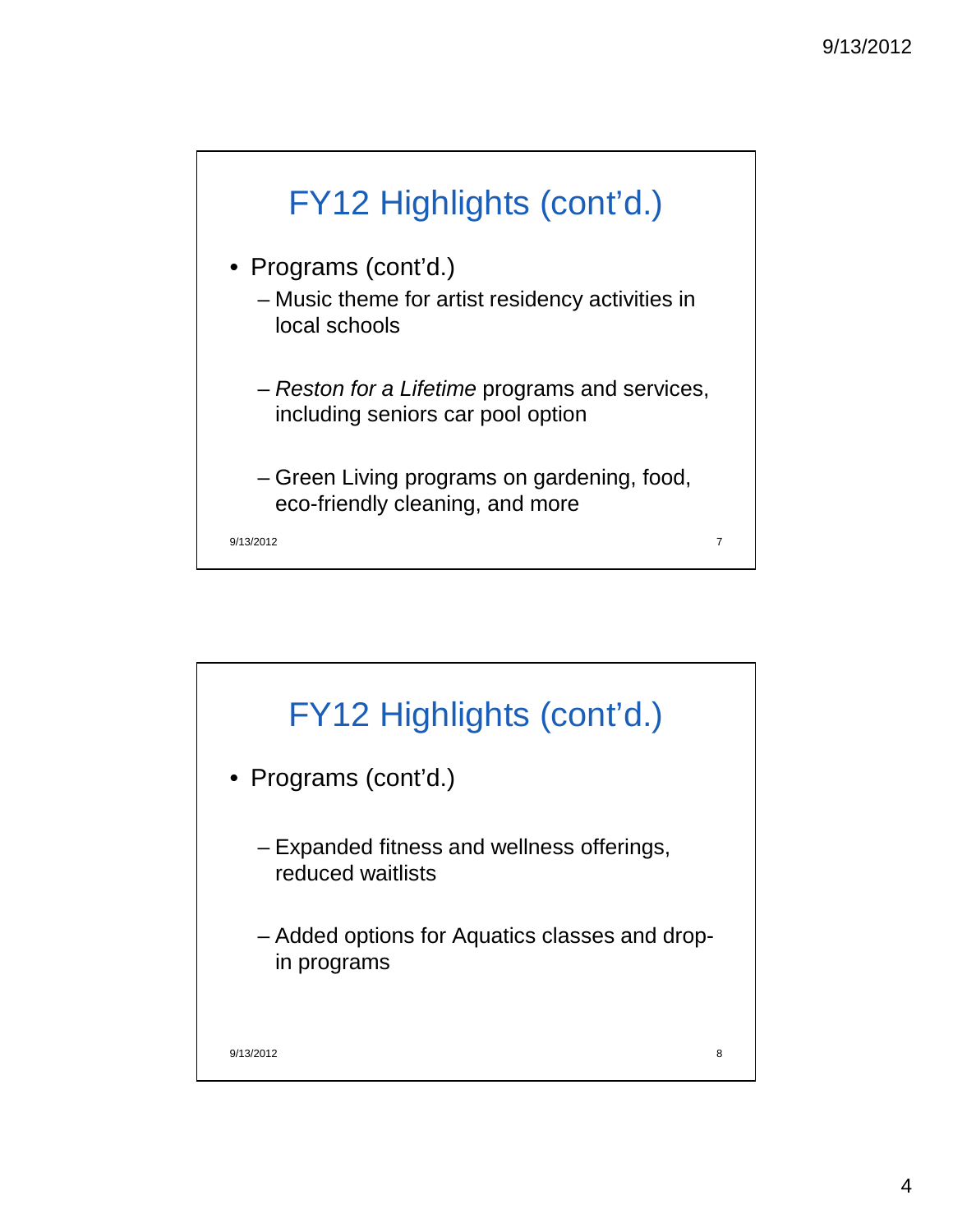## FY12 Highlights (cont'd.)

- Programs (cont'd.)
  - Music theme for artist residency activities in local schools
  - *Reston for a Lifetime* programs and services, including seniors car pool option
  - Green Living programs on gardening, food, eco-friendly cleaning, and more

## FY12 Highlights (cont'd.)

- Programs (cont'd.)
  - Expanded fitness and wellness offerings, reduced waitlists
  - Added options for Aquatics classes and drop-in programs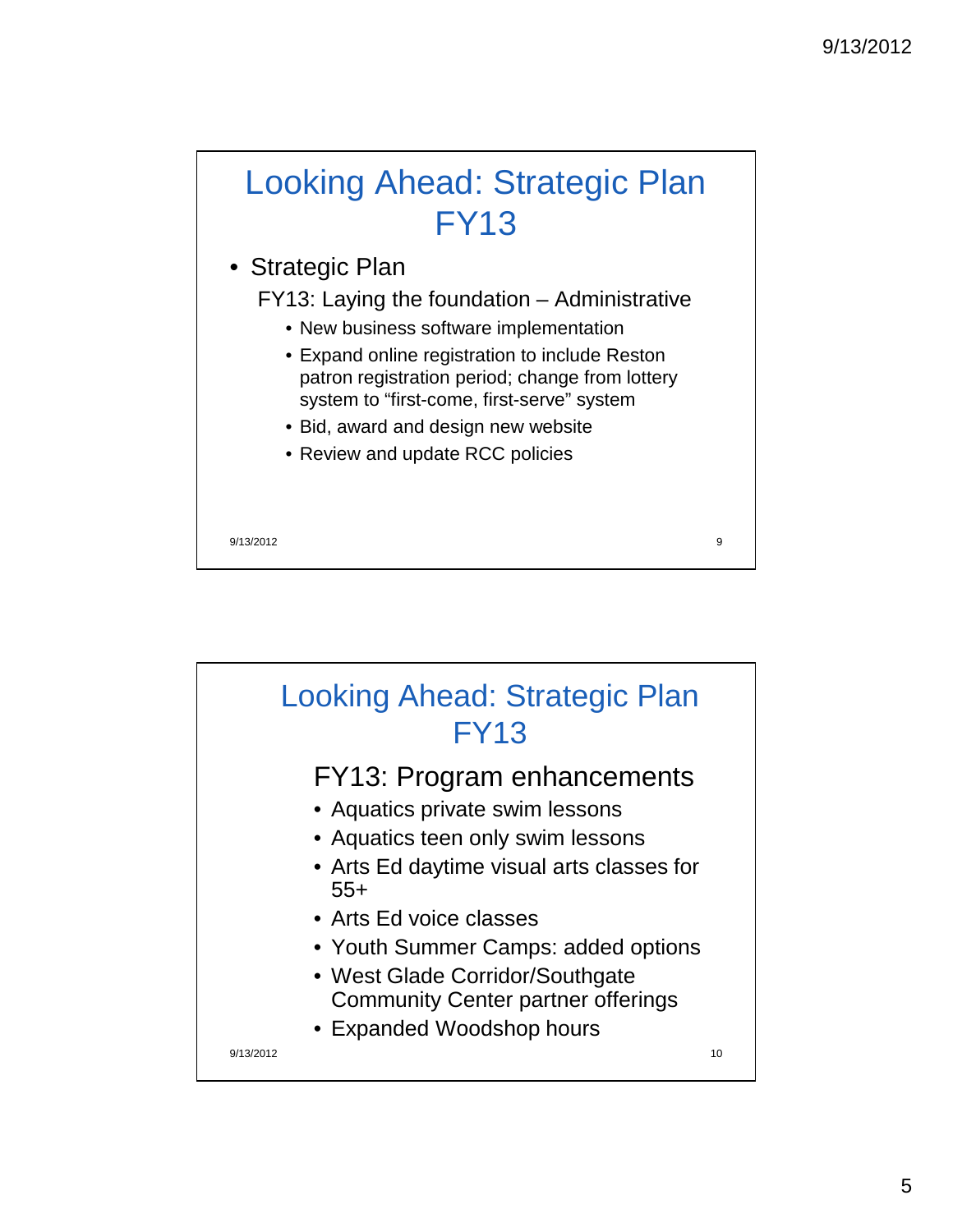## Looking Ahead: Strategic Plan FY13

- Strategic Plan

  FY13: Laying the foundation – Administrative

  - New business software implementation
  - Expand online registration to include Reston patron registration period; change from lottery system to "first-come, first-serve" system
  - Bid, award and design new website
  - Review and update RCC policies

## Looking Ahead: Strategic Plan FY13

### FY13: Program enhancements

- Aquatics private swim lessons
- Aquatics teen only swim lessons
- Arts Ed daytime visual arts classes for 55+
- Arts Ed voice classes
- Youth Summer Camps: added options
- West Glade Corridor/Southgate Community Center partner offerings
- Expanded Woodshop hours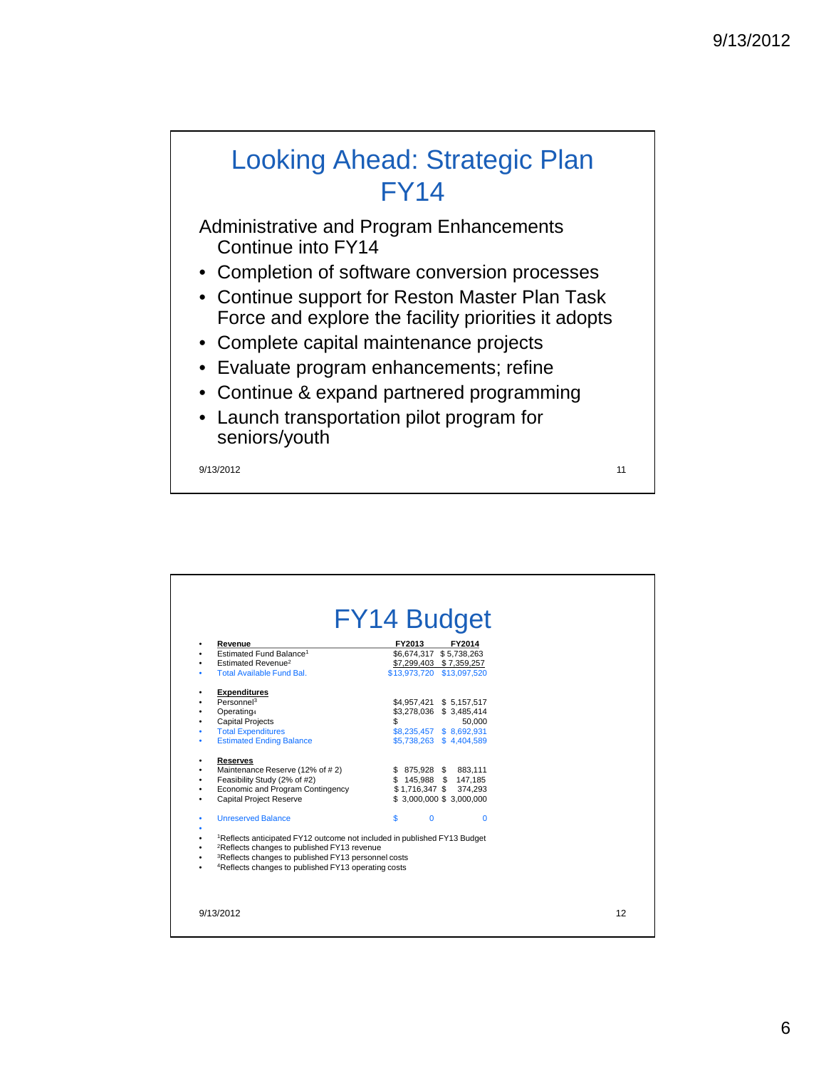# Looking Ahead: Strategic Plan FY14

Administrative and Program Enhancements Continue into FY14

- Completion of software conversion processes
- Continue support for Reston Master Plan Task Force and explore the facility priorities it adopts
- Complete capital maintenance projects
- Evaluate program enhancements; refine
- Continue & expand partnered programming
- Launch transportation pilot program for seniors/youth

# FY14 Budget

| | FY2013 | FY2014 |
|---|---|---|
| **Revenue** | | |
| Estimated Fund Balance[1] | $6,674,317 | $ 5,738,263 |
| Estimated Revenue[2] | $7,299,403 | $ 7,359,257 |
| Total Available Fund Bal. | $13,973,720 | $13,097,520 |
| | | |
| **Expenditures** | | |
| Personnel[3] | $4,957,421 | $ 5,157,517 |
| Operating[4] | $3,278,036 | $ 3,485,414 |
| Capital Projects | $ | 50,000 |
| Total Expenditures | $8,235,457 | $ 8,692,931 |
| Estimated Ending Balance | $5,738,263 | $ 4,404,589 |
| | | |
| **Reserves** | | |
| Maintenance Reserve (12% of # 2) | $ 875,928 | $ 883,111 |
| Feasibility Study (2% of #2) | $ 145,988 | $ 147,185 |
| Economic and Program Contingency | $ 1,716,347 | $ 374,293 |
| Capital Project Reserve | $ 3,000,000 | $ 3,000,000 |
| | | |
| Unreserved Balance | $ 0 | 0 |

[1]Reflects anticipated FY12 outcome not included in published FY13 Budget

[2]Reflects changes to published FY13 revenue

[3]Reflects changes to published FY13 personnel costs

[4]Reflects changes to published FY13 operating costs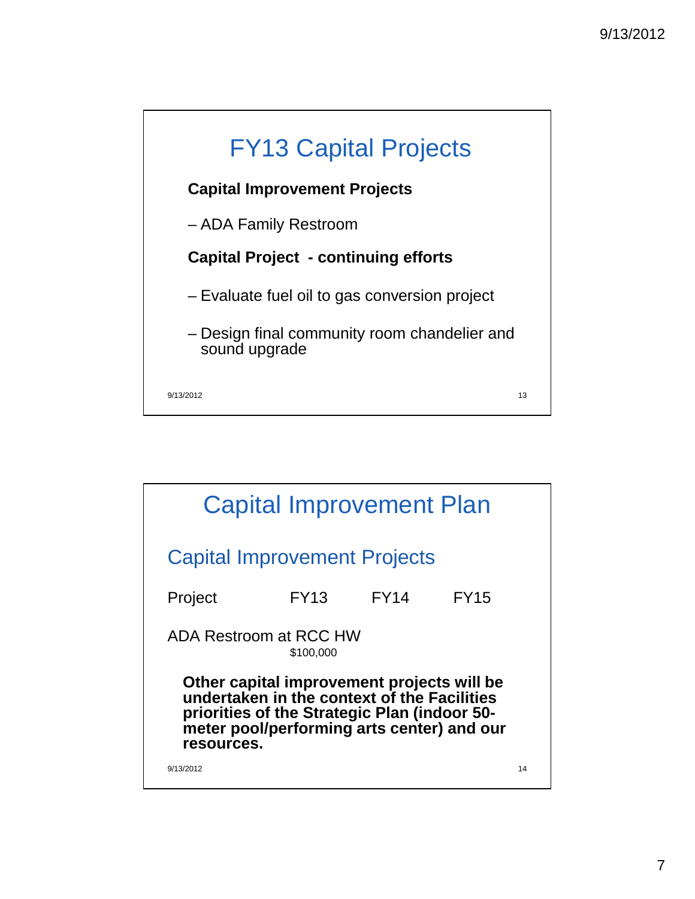# FY13 Capital Projects

**Capital Improvement Projects**

– ADA Family Restroom

**Capital Project - continuing efforts**

– Evaluate fuel oil to gas conversion project

– Design final community room chandelier and sound upgrade

# Capital Improvement Plan

## Capital Improvement Projects

| Project | FY13 | FY14 | FY15 |
|---|---|---|---|
| ADA Restroom at RCC HW | $100,000 | | |

**Other capital improvement projects will be undertaken in the context of the Facilities priorities of the Strategic Plan (indoor 50-meter pool/performing arts center) and our resources.**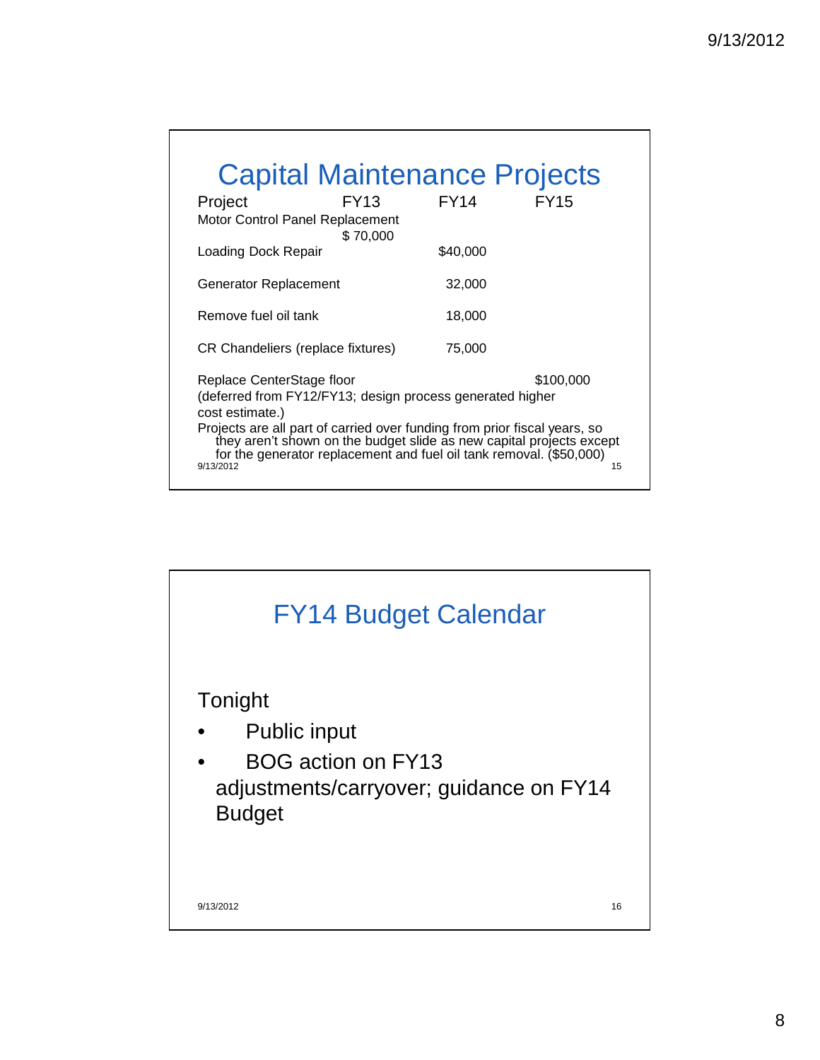## Capital Maintenance Projects

| Project | FY13 | FY14 | FY15 |
|---|---|---|---|
| Motor Control Panel Replacement | $ 70,000 | | |
| Loading Dock Repair | | $40,000 | |
| Generator Replacement | | 32,000 | |
| Remove fuel oil tank | | 18,000 | |
| CR Chandeliers (replace fixtures) | | 75,000 | |
| Replace CenterStage floor (deferred from FY12/FY13; design process generated higher cost estimate.) | | | $100,000 |

Projects are all part of carried over funding from prior fiscal years, so they aren't shown on the budget slide as new capital projects except for the generator replacement and fuel oil tank removal. ($50,000)

## FY14 Budget Calendar

Tonight

- Public input
- BOG action on FY13 adjustments/carryover; guidance on FY14 Budget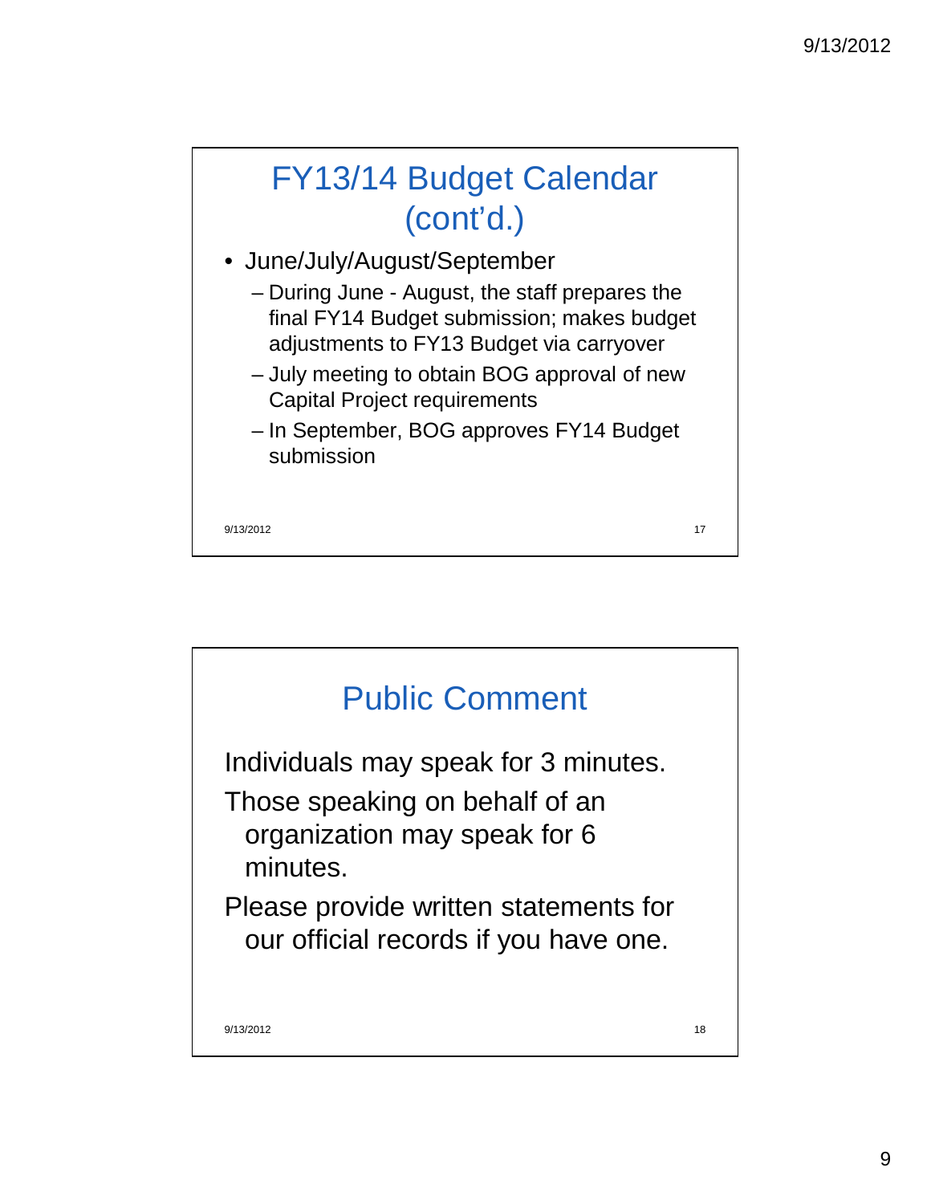## FY13/14 Budget Calendar (cont'd.)

- June/July/August/September
  - During June - August, the staff prepares the final FY14 Budget submission; makes budget adjustments to FY13 Budget via carryover
  - July meeting to obtain BOG approval of new Capital Project requirements
  - In September, BOG approves FY14 Budget submission

## Public Comment

Individuals may speak for 3 minutes.

Those speaking on behalf of an organization may speak for 6 minutes.

Please provide written statements for our official records if you have one.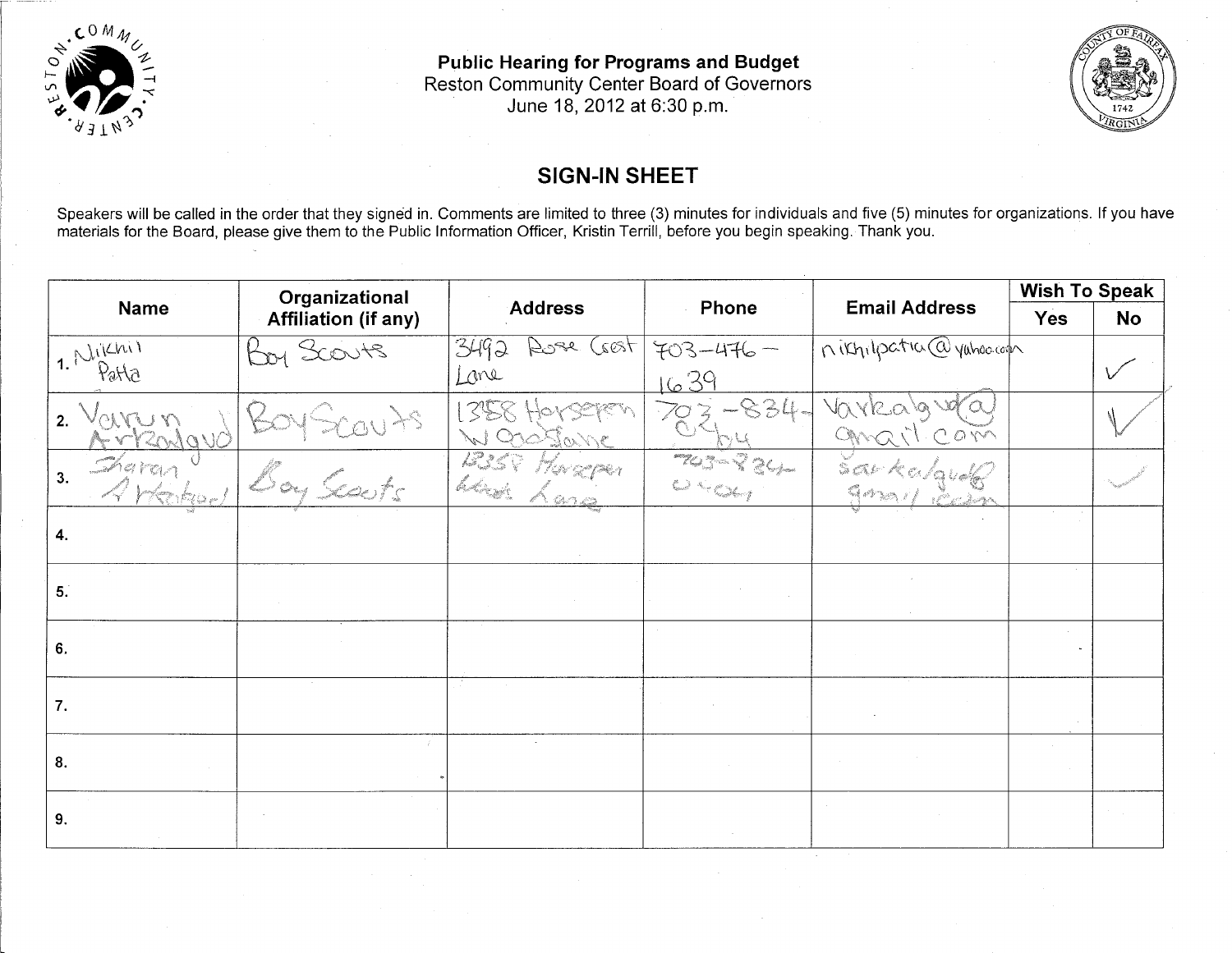**Public Hearing for Programs and Budget**
Reston Community Center Board of Governors
June 18, 2012 at 6:30 p.m.

## SIGN-IN SHEET

Speakers will be called in the order that they signed in. Comments are limited to three (3) minutes for individuals and five (5) minutes for organizations. If you have materials for the Board, please give them to the Public Information Officer, Kristin Terrill, before you begin speaking. Thank you.

| Name | Organizational Affiliation (if any) | Address | Phone | Email Address | Wish To Speak | |
|---|---|---|---|---|---|---|
| | | | | | Yes | No |
| 1. Nikhil Patta | Boy Scouts | 3492 Rose Crest Lane | 703-476-1639 | nikhilpatta@yahoo.com | | ✓ |
| 2. Varun Arkalgud | Boy Scouts | 13358 Horseperr Wood Lane | 703-834-0264 | varkalgud@gmail.com | | ✓ |
| 3. Sharan Arkalgud | Boy Scouts | 13358 Horseperr Wood Lane | 703-834-0264 | sarkalgud@gmail.com | | ✓ |
| 4. | | | | | | |
| 5. | | | | | | |
| 6. | | | | | | |
| 7. | | | | | | |
| 8. | | | | | | |
| 9. | | | | | | |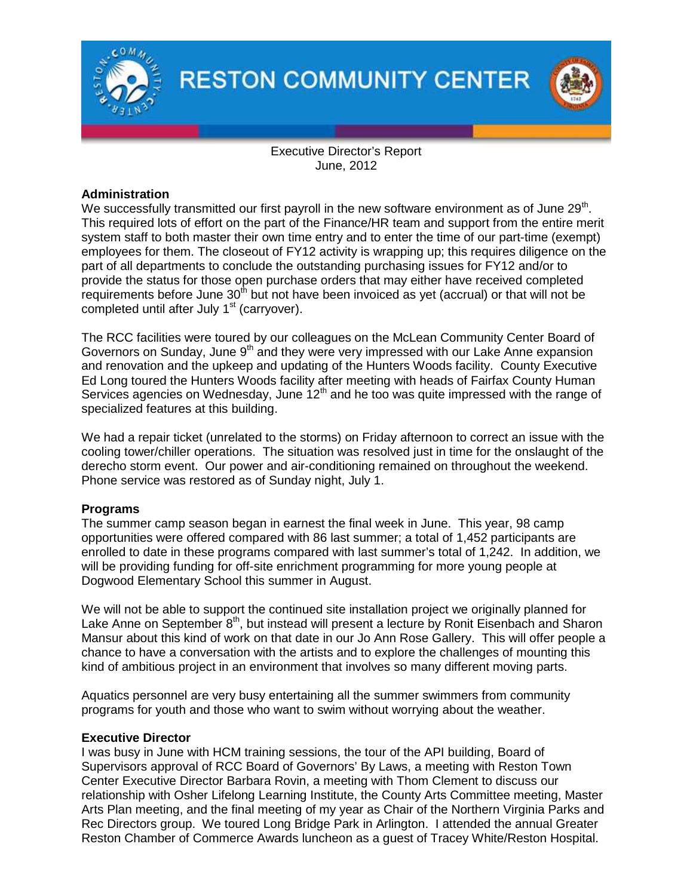# RESTON COMMUNITY CENTER

Executive Director's Report
June, 2012

**Administration**

We successfully transmitted our first payroll in the new software environment as of June 29th. This required lots of effort on the part of the Finance/HR team and support from the entire merit system staff to both master their own time entry and to enter the time of our part-time (exempt) employees for them. The closeout of FY12 activity is wrapping up; this requires diligence on the part of all departments to conclude the outstanding purchasing issues for FY12 and/or to provide the status for those open purchase orders that may either have received completed requirements before June 30th but not have been invoiced as yet (accrual) or that will not be completed until after July 1st (carryover).

The RCC facilities were toured by our colleagues on the McLean Community Center Board of Governors on Sunday, June 9th and they were very impressed with our Lake Anne expansion and renovation and the upkeep and updating of the Hunters Woods facility. County Executive Ed Long toured the Hunters Woods facility after meeting with heads of Fairfax County Human Services agencies on Wednesday, June 12th and he too was quite impressed with the range of specialized features at this building.

We had a repair ticket (unrelated to the storms) on Friday afternoon to correct an issue with the cooling tower/chiller operations. The situation was resolved just in time for the onslaught of the derecho storm event. Our power and air-conditioning remained on throughout the weekend. Phone service was restored as of Sunday night, July 1.

**Programs**

The summer camp season began in earnest the final week in June. This year, 98 camp opportunities were offered compared with 86 last summer; a total of 1,452 participants are enrolled to date in these programs compared with last summer's total of 1,242. In addition, we will be providing funding for off-site enrichment programming for more young people at Dogwood Elementary School this summer in August.

We will not be able to support the continued site installation project we originally planned for Lake Anne on September 8th, but instead will present a lecture by Ronit Eisenbach and Sharon Mansur about this kind of work on that date in our Jo Ann Rose Gallery. This will offer people a chance to have a conversation with the artists and to explore the challenges of mounting this kind of ambitious project in an environment that involves so many different moving parts.

Aquatics personnel are very busy entertaining all the summer swimmers from community programs for youth and those who want to swim without worrying about the weather.

**Executive Director**

I was busy in June with HCM training sessions, the tour of the API building, Board of Supervisors approval of RCC Board of Governors' By Laws, a meeting with Reston Town Center Executive Director Barbara Rovin, a meeting with Thom Clement to discuss our relationship with Osher Lifelong Learning Institute, the County Arts Committee meeting, Master Arts Plan meeting, and the final meeting of my year as Chair of the Northern Virginia Parks and Rec Directors group. We toured Long Bridge Park in Arlington. I attended the annual Greater Reston Chamber of Commerce Awards luncheon as a guest of Tracey White/Reston Hospital.